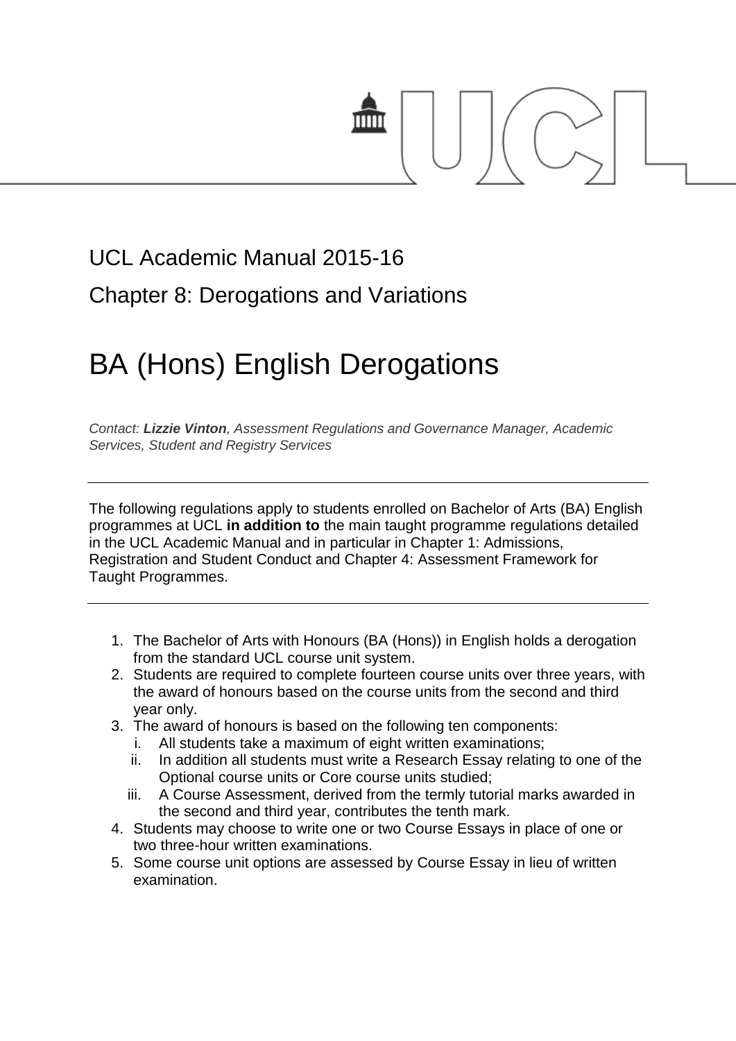UCL Academic Manual 2015-16

Chapter 8: Derogations and Variations

# BA (Hons) English Derogations

*Contact: **Lizzie Vinton**, Assessment Regulations and Governance Manager, Academic Services, Student and Registry Services*

---

The following regulations apply to students enrolled on Bachelor of Arts (BA) English programmes at UCL **in addition to** the main taught programme regulations detailed in the UCL Academic Manual and in particular in Chapter 1: Admissions, Registration and Student Conduct and Chapter 4: Assessment Framework for Taught Programmes.

---

1. The Bachelor of Arts with Honours (BA (Hons)) in English holds a derogation from the standard UCL course unit system.
2. Students are required to complete fourteen course units over three years, with the award of honours based on the course units from the second and third year only.
3. The award of honours is based on the following ten components:
   i. All students take a maximum of eight written examinations;
   ii. In addition all students must write a Research Essay relating to one of the Optional course units or Core course units studied;
   iii. A Course Assessment, derived from the termly tutorial marks awarded in the second and third year, contributes the tenth mark.
4. Students may choose to write one or two Course Essays in place of one or two three-hour written examinations.
5. Some course unit options are assessed by Course Essay in lieu of written examination.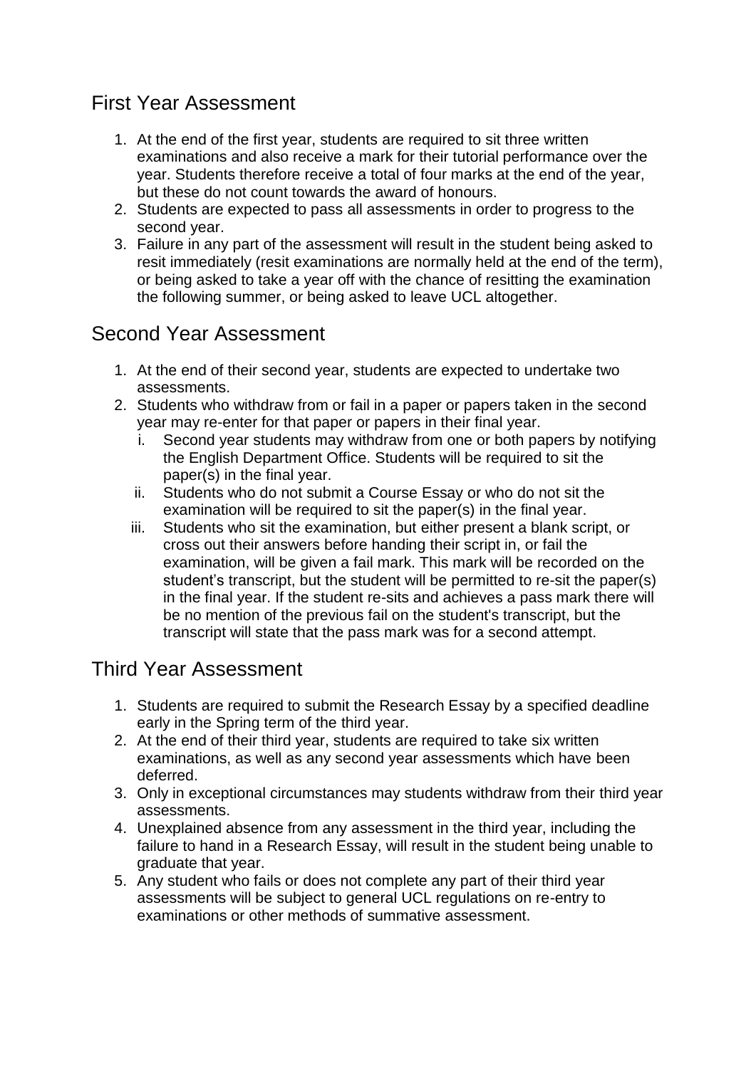## First Year Assessment

1. At the end of the first year, students are required to sit three written examinations and also receive a mark for their tutorial performance over the year. Students therefore receive a total of four marks at the end of the year, but these do not count towards the award of honours.
2. Students are expected to pass all assessments in order to progress to the second year.
3. Failure in any part of the assessment will result in the student being asked to resit immediately (resit examinations are normally held at the end of the term), or being asked to take a year off with the chance of resitting the examination the following summer, or being asked to leave UCL altogether.

## Second Year Assessment

1. At the end of their second year, students are expected to undertake two assessments.
2. Students who withdraw from or fail in a paper or papers taken in the second year may re-enter for that paper or papers in their final year.
   i. Second year students may withdraw from one or both papers by notifying the English Department Office. Students will be required to sit the paper(s) in the final year.
   ii. Students who do not submit a Course Essay or who do not sit the examination will be required to sit the paper(s) in the final year.
   iii. Students who sit the examination, but either present a blank script, or cross out their answers before handing their script in, or fail the examination, will be given a fail mark. This mark will be recorded on the student's transcript, but the student will be permitted to re-sit the paper(s) in the final year. If the student re-sits and achieves a pass mark there will be no mention of the previous fail on the student's transcript, but the transcript will state that the pass mark was for a second attempt.

## Third Year Assessment

1. Students are required to submit the Research Essay by a specified deadline early in the Spring term of the third year.
2. At the end of their third year, students are required to take six written examinations, as well as any second year assessments which have been deferred.
3. Only in exceptional circumstances may students withdraw from their third year assessments.
4. Unexplained absence from any assessment in the third year, including the failure to hand in a Research Essay, will result in the student being unable to graduate that year.
5. Any student who fails or does not complete any part of their third year assessments will be subject to general UCL regulations on re-entry to examinations or other methods of summative assessment.